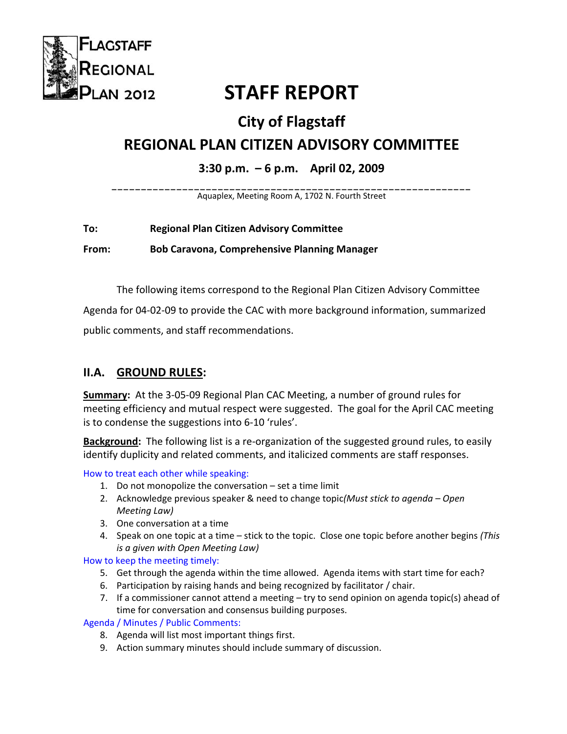FLAGSTAFF REGIONAL PLAN 2012

# STAFF REPORT

## City of Flagstaff

## REGIONAL PLAN CITIZEN ADVISORY COMMITTEE

### 3:30 p.m. – 6 p.m. April 02, 2009

Aquaplex, Meeting Room A, 1702 N. Fourth Street

**To:** **Regional Plan Citizen Advisory Committee**

**From:** **Bob Caravona, Comprehensive Planning Manager**

The following items correspond to the Regional Plan Citizen Advisory Committee Agenda for 04-02-09 to provide the CAC with more background information, summarized public comments, and staff recommendations.

## II.A. GROUND RULES:

**Summary:** At the 3-05-09 Regional Plan CAC Meeting, a number of ground rules for meeting efficiency and mutual respect were suggested. The goal for the April CAC meeting is to condense the suggestions into 6-10 'rules'.

**Background:** The following list is a re-organization of the suggested ground rules, to easily identify duplicity and related comments, and italicized comments are staff responses.

How to treat each other while speaking:

1. Do not monopolize the conversation – set a time limit
2. Acknowledge previous speaker & need to change topic *(Must stick to agenda – Open Meeting Law)*
3. One conversation at a time
4. Speak on one topic at a time – stick to the topic. Close one topic before another begins *(This is a given with Open Meeting Law)*

How to keep the meeting timely:

5. Get through the agenda within the time allowed. Agenda items with start time for each?
6. Participation by raising hands and being recognized by facilitator / chair.
7. If a commissioner cannot attend a meeting – try to send opinion on agenda topic(s) ahead of time for conversation and consensus building purposes.

Agenda / Minutes / Public Comments:

8. Agenda will list most important things first.
9. Action summary minutes should include summary of discussion.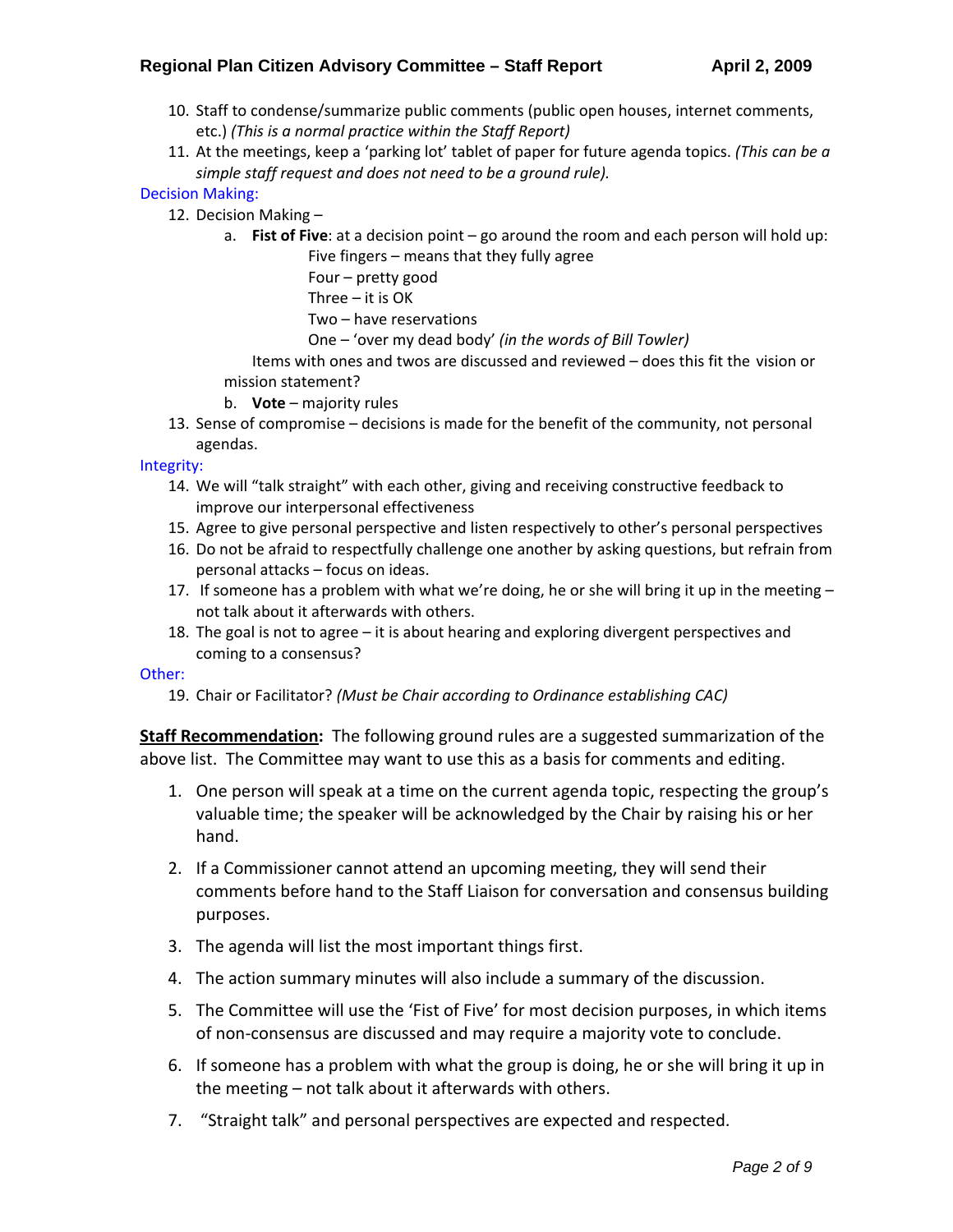10. Staff to condense/summarize public comments (public open houses, internet comments, etc.) *(This is a normal practice within the Staff Report)*
11. At the meetings, keep a 'parking lot' tablet of paper for future agenda topics. *(This can be a simple staff request and does not need to be a ground rule).*

Decision Making:

12. Decision Making –
    a. **Fist of Five**: at a decision point – go around the room and each person will hold up:
       - Five fingers – means that they fully agree
       - Four – pretty good
       - Three – it is OK
       - Two – have reservations
       - One – 'over my dead body' *(in the words of Bill Towler)*

       Items with ones and twos are discussed and reviewed – does this fit the vision or mission statement?
    b. **Vote** – majority rules
13. Sense of compromise – decisions is made for the benefit of the community, not personal agendas.

Integrity:

14. We will "talk straight" with each other, giving and receiving constructive feedback to improve our interpersonal effectiveness
15. Agree to give personal perspective and listen respectively to other's personal perspectives
16. Do not be afraid to respectfully challenge one another by asking questions, but refrain from personal attacks – focus on ideas.
17. If someone has a problem with what we're doing, he or she will bring it up in the meeting – not talk about it afterwards with others.
18. The goal is not to agree – it is about hearing and exploring divergent perspectives and coming to a consensus?

Other:

19. Chair or Facilitator? *(Must be Chair according to Ordinance establishing CAC)*

**Staff Recommendation:** The following ground rules are a suggested summarization of the above list. The Committee may want to use this as a basis for comments and editing.

1. One person will speak at a time on the current agenda topic, respecting the group's valuable time; the speaker will be acknowledged by the Chair by raising his or her hand.
2. If a Commissioner cannot attend an upcoming meeting, they will send their comments before hand to the Staff Liaison for conversation and consensus building purposes.
3. The agenda will list the most important things first.
4. The action summary minutes will also include a summary of the discussion.
5. The Committee will use the 'Fist of Five' for most decision purposes, in which items of non-consensus are discussed and may require a majority vote to conclude.
6. If someone has a problem with what the group is doing, he or she will bring it up in the meeting – not talk about it afterwards with others.
7. "Straight talk" and personal perspectives are expected and respected.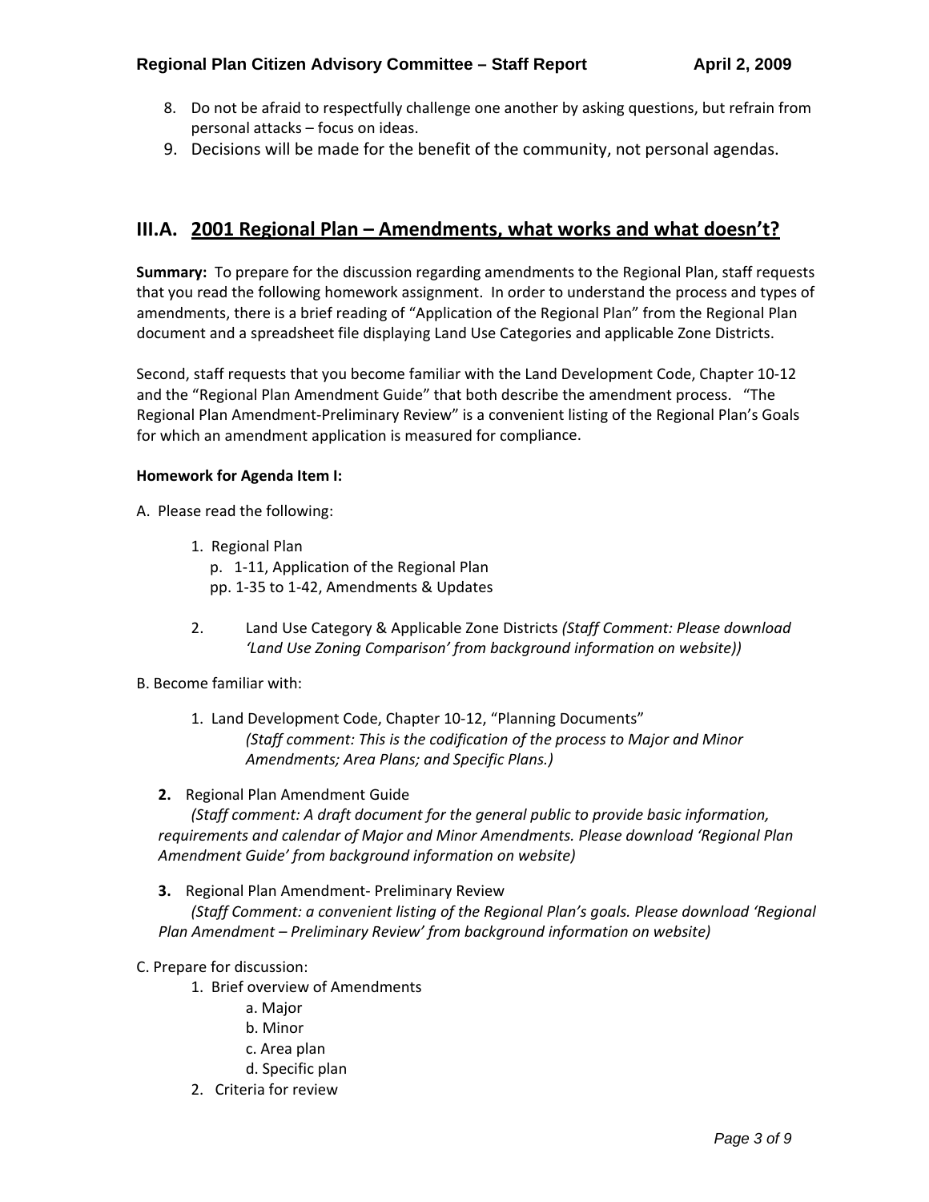8. Do not be afraid to respectfully challenge one another by asking questions, but refrain from personal attacks – focus on ideas.
9. Decisions will be made for the benefit of the community, not personal agendas.

## III.A. 2001 Regional Plan – Amendments, what works and what doesn't?

**Summary:** To prepare for the discussion regarding amendments to the Regional Plan, staff requests that you read the following homework assignment. In order to understand the process and types of amendments, there is a brief reading of "Application of the Regional Plan" from the Regional Plan document and a spreadsheet file displaying Land Use Categories and applicable Zone Districts.

Second, staff requests that you become familiar with the Land Development Code, Chapter 10-12 and the "Regional Plan Amendment Guide" that both describe the amendment process. "The Regional Plan Amendment-Preliminary Review" is a convenient listing of the Regional Plan's Goals for which an amendment application is measured for compliance.

**Homework for Agenda Item I:**

A. Please read the following:

1. Regional Plan
   p. 1-11, Application of the Regional Plan
   pp. 1-35 to 1-42, Amendments & Updates

2. Land Use Category & Applicable Zone Districts *(Staff Comment: Please download 'Land Use Zoning Comparison' from background information on website))*

B. Become familiar with:

1. Land Development Code, Chapter 10-12, "Planning Documents"
   *(Staff comment: This is the codification of the process to Major and Minor Amendments; Area Plans; and Specific Plans.)*

**2.** Regional Plan Amendment Guide
   *(Staff comment: A draft document for the general public to provide basic information, requirements and calendar of Major and Minor Amendments. Please download 'Regional Plan Amendment Guide' from background information on website)*

**3.** Regional Plan Amendment- Preliminary Review
   *(Staff Comment: a convenient listing of the Regional Plan's goals. Please download 'Regional Plan Amendment – Preliminary Review' from background information on website)*

C. Prepare for discussion:

1. Brief overview of Amendments
   a. Major
   b. Minor
   c. Area plan
   d. Specific plan
2. Criteria for review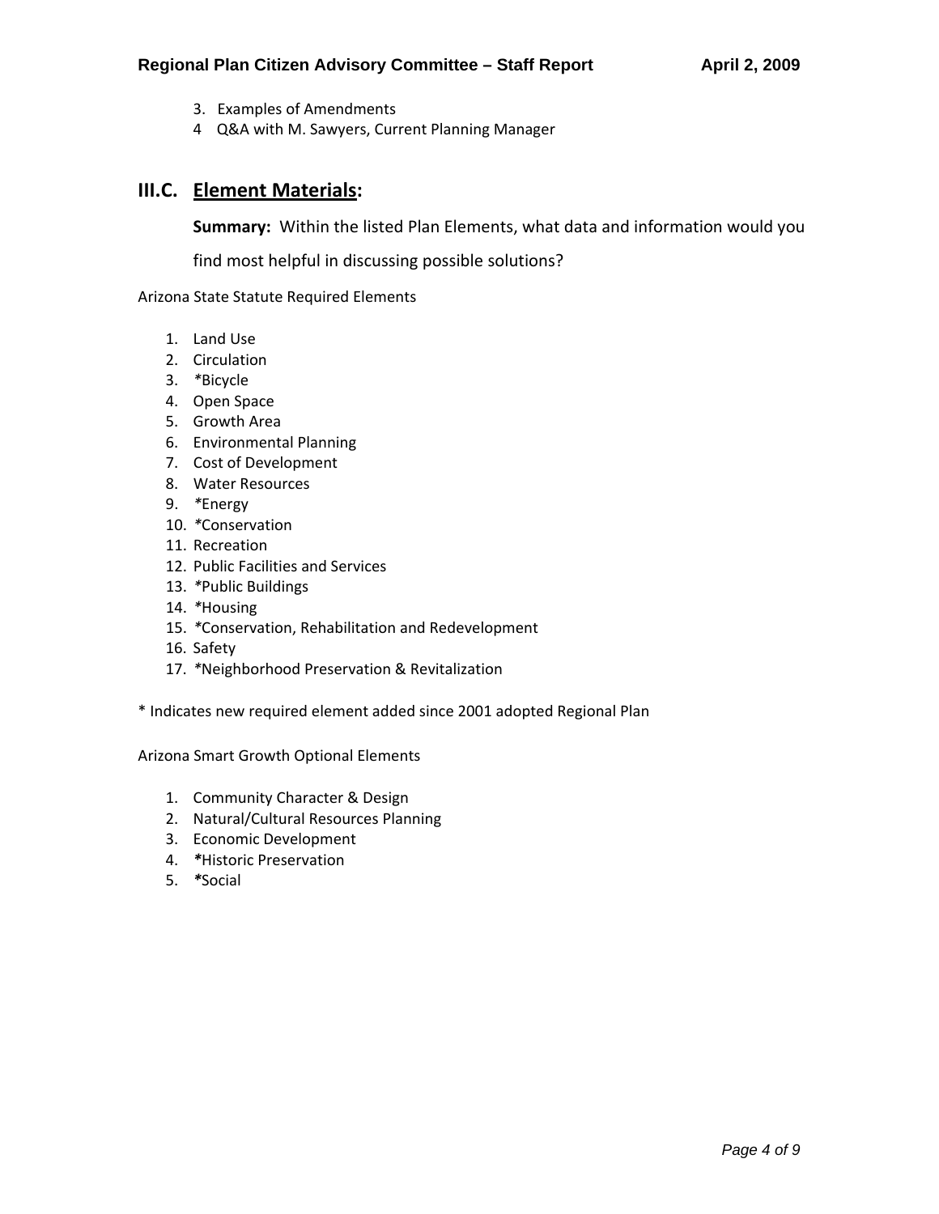3. Examples of Amendments
4. Q&A with M. Sawyers, Current Planning Manager

## III.C. Element Materials:

**Summary:** Within the listed Plan Elements, what data and information would you find most helpful in discussing possible solutions?

Arizona State Statute Required Elements

1. Land Use
2. Circulation
3. *Bicycle
4. Open Space
5. Growth Area
6. Environmental Planning
7. Cost of Development
8. Water Resources
9. *Energy
10. *Conservation
11. Recreation
12. Public Facilities and Services
13. *Public Buildings
14. *Housing
15. *Conservation, Rehabilitation and Redevelopment
16. Safety
17. *Neighborhood Preservation & Revitalization

* Indicates new required element added since 2001 adopted Regional Plan

Arizona Smart Growth Optional Elements

1. Community Character & Design
2. Natural/Cultural Resources Planning
3. Economic Development
4. ***Historic Preservation
5. ***Social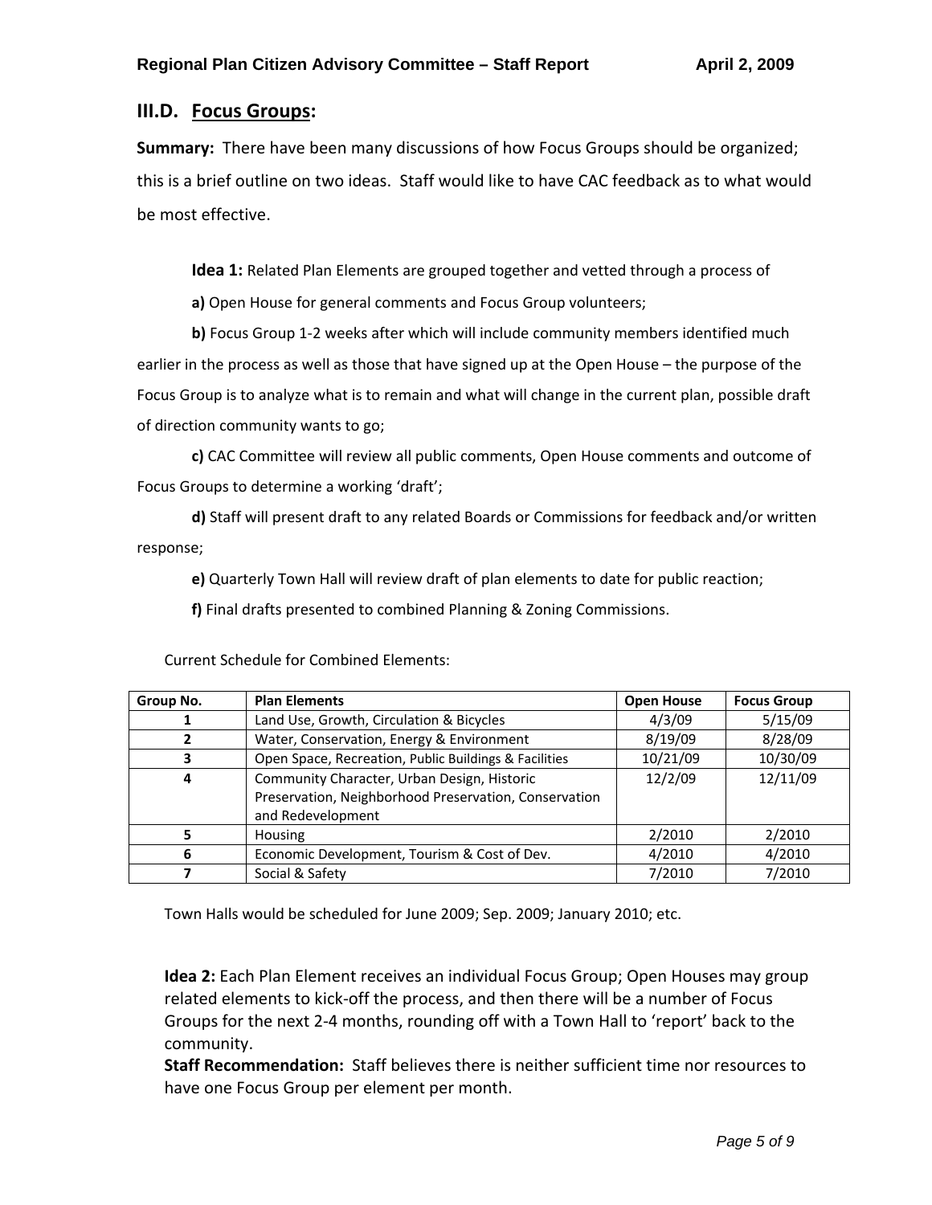## III.D. Focus Groups:

**Summary:** There have been many discussions of how Focus Groups should be organized; this is a brief outline on two ideas. Staff would like to have CAC feedback as to what would be most effective.

**Idea 1:** Related Plan Elements are grouped together and vetted through a process of

**a)** Open House for general comments and Focus Group volunteers;

**b)** Focus Group 1-2 weeks after which will include community members identified much earlier in the process as well as those that have signed up at the Open House – the purpose of the Focus Group is to analyze what is to remain and what will change in the current plan, possible draft of direction community wants to go;

**c)** CAC Committee will review all public comments, Open House comments and outcome of Focus Groups to determine a working 'draft';

**d)** Staff will present draft to any related Boards or Commissions for feedback and/or written response;

**e)** Quarterly Town Hall will review draft of plan elements to date for public reaction;

**f)** Final drafts presented to combined Planning & Zoning Commissions.

Current Schedule for Combined Elements:

| Group No. | Plan Elements | Open House | Focus Group |
|---|---|---|---|
| 1 | Land Use, Growth, Circulation & Bicycles | 4/3/09 | 5/15/09 |
| 2 | Water, Conservation, Energy & Environment | 8/19/09 | 8/28/09 |
| 3 | Open Space, Recreation, Public Buildings & Facilities | 10/21/09 | 10/30/09 |
| 4 | Community Character, Urban Design, Historic Preservation, Neighborhood Preservation, Conservation and Redevelopment | 12/2/09 | 12/11/09 |
| 5 | Housing | 2/2010 | 2/2010 |
| 6 | Economic Development, Tourism & Cost of Dev. | 4/2010 | 4/2010 |
| 7 | Social & Safety | 7/2010 | 7/2010 |

Town Halls would be scheduled for June 2009; Sep. 2009; January 2010; etc.

**Idea 2:** Each Plan Element receives an individual Focus Group; Open Houses may group related elements to kick-off the process, and then there will be a number of Focus Groups for the next 2-4 months, rounding off with a Town Hall to 'report' back to the community.

**Staff Recommendation:** Staff believes there is neither sufficient time nor resources to have one Focus Group per element per month.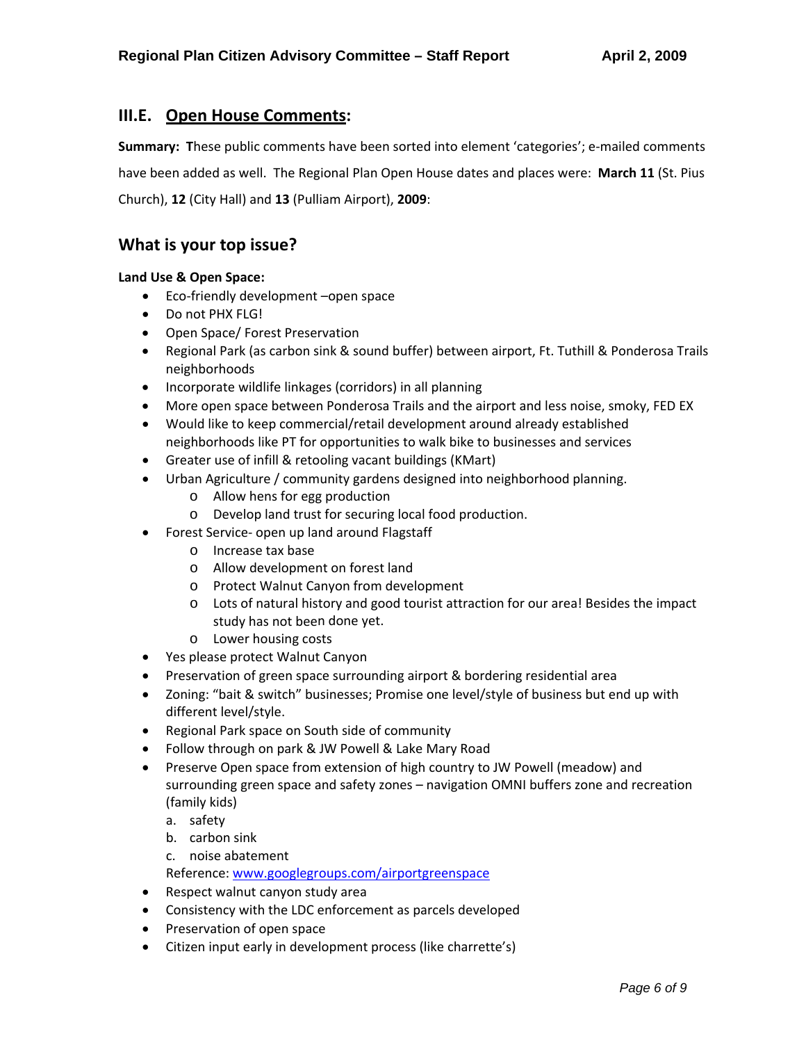## III.E. Open House Comments:

**Summary: T**hese public comments have been sorted into element 'categories'; e-mailed comments have been added as well. The Regional Plan Open House dates and places were: **March 11** (St. Pius Church), **12** (City Hall) and **13** (Pulliam Airport), **2009**:

## What is your top issue?

**Land Use & Open Space:**

- Eco-friendly development –open space
- Do not PHX FLG!
- Open Space/ Forest Preservation
- Regional Park (as carbon sink & sound buffer) between airport, Ft. Tuthill & Ponderosa Trails neighborhoods
- Incorporate wildlife linkages (corridors) in all planning
- More open space between Ponderosa Trails and the airport and less noise, smoky, FED EX
- Would like to keep commercial/retail development around already established neighborhoods like PT for opportunities to walk bike to businesses and services
- Greater use of infill & retooling vacant buildings (KMart)
- Urban Agriculture / community gardens designed into neighborhood planning.
  - Allow hens for egg production
  - Develop land trust for securing local food production.
- Forest Service- open up land around Flagstaff
  - Increase tax base
  - Allow development on forest land
  - Protect Walnut Canyon from development
  - Lots of natural history and good tourist attraction for our area! Besides the impact study has not been done yet.
  - Lower housing costs
- Yes please protect Walnut Canyon
- Preservation of green space surrounding airport & bordering residential area
- Zoning: "bait & switch" businesses; Promise one level/style of business but end up with different level/style.
- Regional Park space on South side of community
- Follow through on park & JW Powell & Lake Mary Road
- Preserve Open space from extension of high country to JW Powell (meadow) and surrounding green space and safety zones – navigation OMNI buffers zone and recreation (family kids)
  a. safety
  b. carbon sink
  c. noise abatement
  Reference: www.googlegroups.com/airportgreenspace
- Respect walnut canyon study area
- Consistency with the LDC enforcement as parcels developed
- Preservation of open space
- Citizen input early in development process (like charrette's)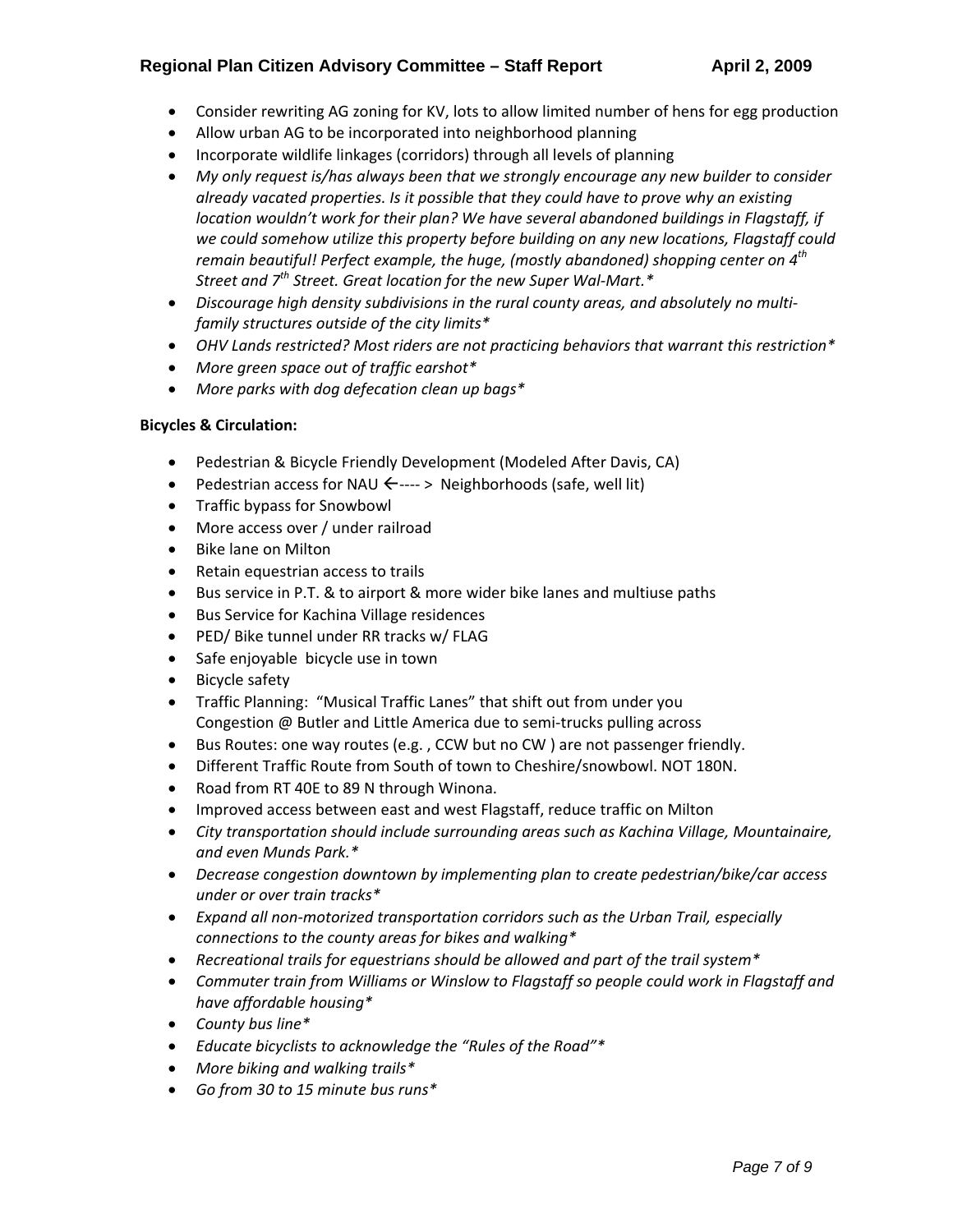- Consider rewriting AG zoning for KV, lots to allow limited number of hens for egg production
- Allow urban AG to be incorporated into neighborhood planning
- Incorporate wildlife linkages (corridors) through all levels of planning
- *My only request is/has always been that we strongly encourage any new builder to consider already vacated properties. Is it possible that they could have to prove why an existing location wouldn't work for their plan? We have several abandoned buildings in Flagstaff, if we could somehow utilize this property before building on any new locations, Flagstaff could remain beautiful! Perfect example, the huge, (mostly abandoned) shopping center on 4th Street and 7th Street. Great location for the new Super Wal-Mart.**
- *Discourage high density subdivisions in the rural county areas, and absolutely no multi-family structures outside of the city limits**
- *OHV Lands restricted? Most riders are not practicing behaviors that warrant this restriction**
- *More green space out of traffic earshot**
- *More parks with dog defecation clean up bags**

**Bicycles & Circulation:**

- Pedestrian & Bicycle Friendly Development (Modeled After Davis, CA)
- Pedestrian access for NAU ←---- > Neighborhoods (safe, well lit)
- Traffic bypass for Snowbowl
- More access over / under railroad
- Bike lane on Milton
- Retain equestrian access to trails
- Bus service in P.T. & to airport & more wider bike lanes and multiuse paths
- Bus Service for Kachina Village residences
- PED/ Bike tunnel under RR tracks w/ FLAG
- Safe enjoyable bicycle use in town
- Bicycle safety
- Traffic Planning: "Musical Traffic Lanes" that shift out from under you
  Congestion @ Butler and Little America due to semi-trucks pulling across
- Bus Routes: one way routes (e.g. , CCW but no CW ) are not passenger friendly.
- Different Traffic Route from South of town to Cheshire/snowbowl. NOT 180N.
- Road from RT 40E to 89 N through Winona.
- Improved access between east and west Flagstaff, reduce traffic on Milton
- *City transportation should include surrounding areas such as Kachina Village, Mountainaire, and even Munds Park.**
- *Decrease congestion downtown by implementing plan to create pedestrian/bike/car access under or over train tracks**
- *Expand all non-motorized transportation corridors such as the Urban Trail, especially connections to the county areas for bikes and walking**
- *Recreational trails for equestrians should be allowed and part of the trail system**
- *Commuter train from Williams or Winslow to Flagstaff so people could work in Flagstaff and have affordable housing**
- *County bus line**
- *Educate bicyclists to acknowledge the "Rules of the Road"**
- *More biking and walking trails**
- *Go from 30 to 15 minute bus runs**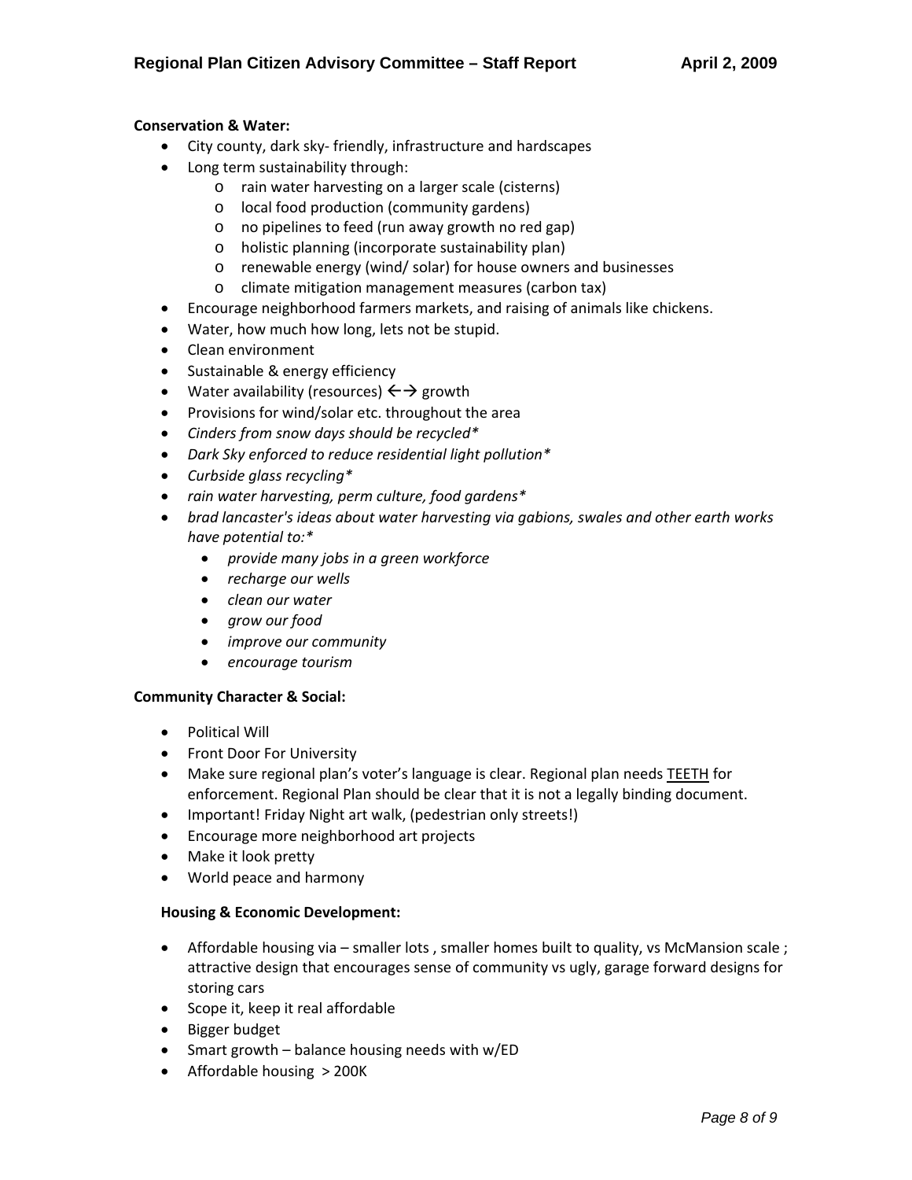**Conservation & Water:**

- City county, dark sky- friendly, infrastructure and hardscapes
- Long term sustainability through:
    - rain water harvesting on a larger scale (cisterns)
    - local food production (community gardens)
    - no pipelines to feed (run away growth no red gap)
    - holistic planning (incorporate sustainability plan)
    - renewable energy (wind/ solar) for house owners and businesses
    - climate mitigation management measures (carbon tax)
- Encourage neighborhood farmers markets, and raising of animals like chickens.
- Water, how much how long, lets not be stupid.
- Clean environment
- Sustainable & energy efficiency
- Water availability (resources) ←→ growth
- Provisions for wind/solar etc. throughout the area
- *Cinders from snow days should be recycled**
- *Dark Sky enforced to reduce residential light pollution**
- *Curbside glass recycling**
- *rain water harvesting, perm culture, food gardens**
- *brad lancaster's ideas about water harvesting via gabions, swales and other earth works have potential to:**
    - *provide many jobs in a green workforce*
    - *recharge our wells*
    - *clean our water*
    - *grow our food*
    - *improve our community*
    - *encourage tourism*

**Community Character & Social:**

- Political Will
- Front Door For University
- Make sure regional plan's voter's language is clear. Regional plan needs <u>TEETH</u> for enforcement. Regional Plan should be clear that it is not a legally binding document.
- Important! Friday Night art walk, (pedestrian only streets!)
- Encourage more neighborhood art projects
- Make it look pretty
- World peace and harmony

**Housing & Economic Development:**

- Affordable housing via – smaller lots , smaller homes built to quality, vs McMansion scale ; attractive design that encourages sense of community vs ugly, garage forward designs for storing cars
- Scope it, keep it real affordable
- Bigger budget
- Smart growth – balance housing needs with w/ED
- Affordable housing > 200K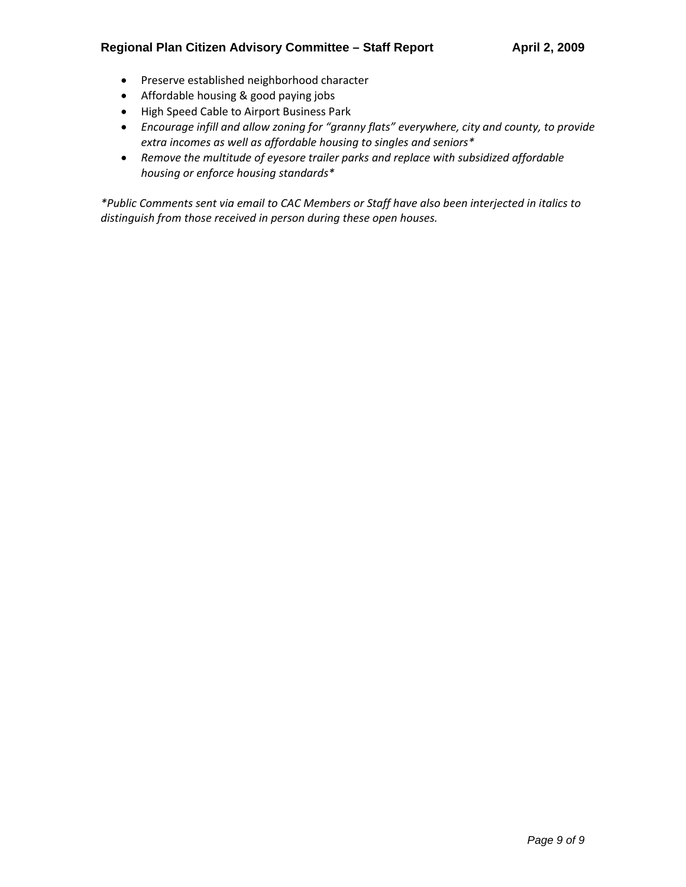- Preserve established neighborhood character
- Affordable housing & good paying jobs
- High Speed Cable to Airport Business Park
- *Encourage infill and allow zoning for "granny flats" everywhere, city and county, to provide extra incomes as well as affordable housing to singles and seniors**
- *Remove the multitude of eyesore trailer parks and replace with subsidized affordable housing or enforce housing standards**

*\*Public Comments sent via email to CAC Members or Staff have also been interjected in italics to distinguish from those received in person during these open houses.*